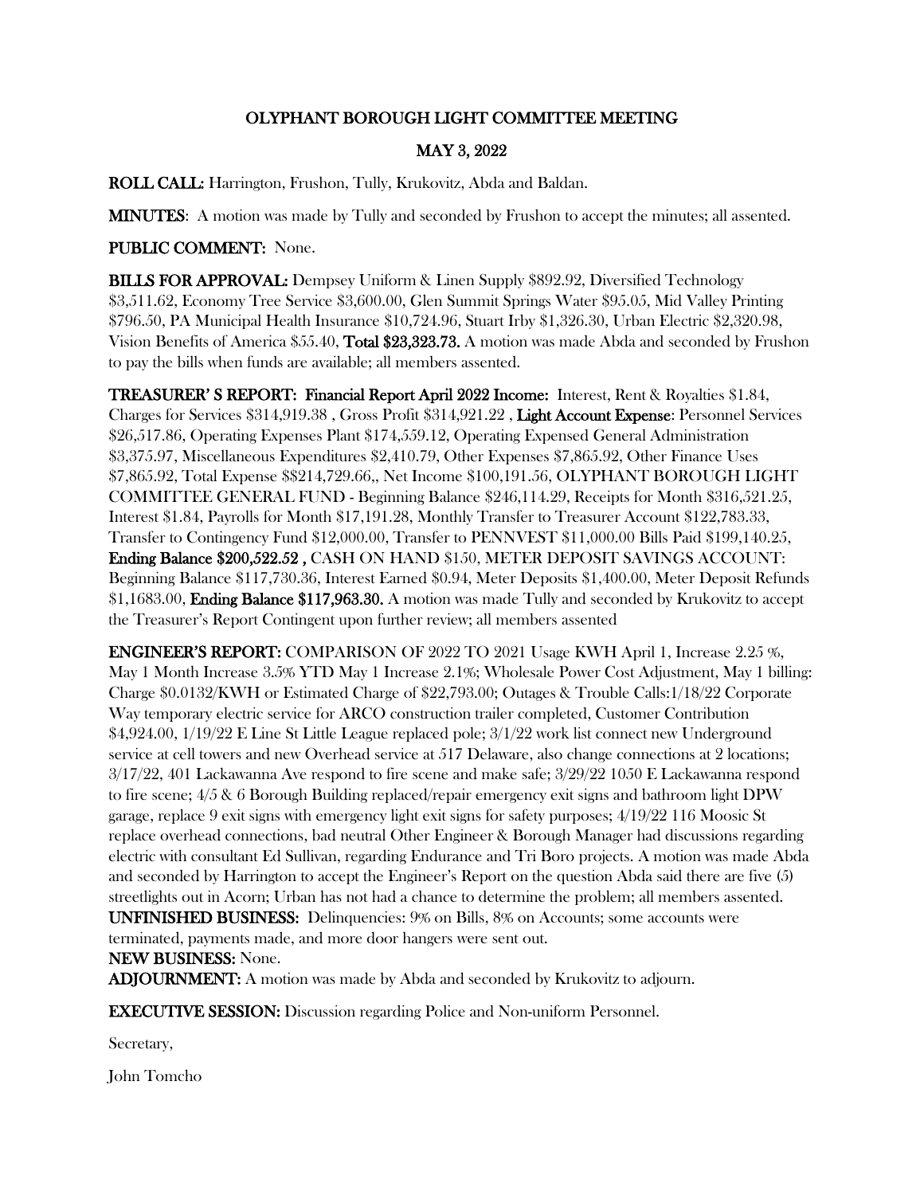# OLYPHANT BOROUGH LIGHT COMMITTEE MEETING

## MAY 3, 2022

**ROLL CALL:** Harrington, Frushon, Tully, Krukovitz, Abda and Baldan.

**MINUTES**: A motion was made by Tully and seconded by Frushon to accept the minutes; all assented.

**PUBLIC COMMENT:** None.

**BILLS FOR APPROVAL:** Dempsey Uniform & Linen Supply $892.92, Diversified Technology $3,511.62, Economy Tree Service $3,600.00, Glen Summit Springs Water $95.05, Mid Valley Printing $796.50, PA Municipal Health Insurance $10,724.96, Stuart Irby $1,326.30, Urban Electric $2,320.98, Vision Benefits of America $55.40, **Total $23,323.73.** A motion was made Abda and seconded by Frushon to pay the bills when funds are available; all members assented.

**TREASURER' S REPORT: Financial Report April 2022 Income:** Interest, Rent & Royalties $1.84, Charges for Services $314,919.38 , Gross Profit $314,921.22 , **Light Account Expense**: Personnel Services $26,517.86, Operating Expenses Plant $174,559.12, Operating Expensed General Administration $3,375.97, Miscellaneous Expenditures $2,410.79, Other Expenses $7,865.92, Other Finance Uses $7,865.92, Total Expense $$214,729.66,, Net Income $100,191.56, OLYPHANT BOROUGH LIGHT COMMITTEE GENERAL FUND - Beginning Balance $246,114.29, Receipts for Month $316,521.25, Interest $1.84, Payrolls for Month $17,191.28, Monthly Transfer to Treasurer Account $122,783.33, Transfer to Contingency Fund $12,000.00, Transfer to PENNVEST $11,000.00 Bills Paid $199,140.25, **Ending Balance $200,522.52 ,** CASH ON HAND $150, METER DEPOSIT SAVINGS ACCOUNT: Beginning Balance $117,730.36, Interest Earned $0.94, Meter Deposits $1,400.00, Meter Deposit Refunds $1,1683.00, **Ending Balance $117,963.30.** A motion was made Tully and seconded by Krukovitz to accept the Treasurer's Report Contingent upon further review; all members assented

**ENGINEER'S REPORT:** COMPARISON OF 2022 TO 2021 Usage KWH April 1, Increase 2.25 %, May 1 Month Increase 3.5% YTD May 1 Increase 2.1%; Wholesale Power Cost Adjustment, May 1 billing: Charge $0.0132/KWH or Estimated Charge of $22,793.00; Outages & Trouble Calls:1/18/22 Corporate Way temporary electric service for ARCO construction trailer completed, Customer Contribution $4,924.00, 1/19/22 E Line St Little League replaced pole; 3/1/22 work list connect new Underground service at cell towers and new Overhead service at 517 Delaware, also change connections at 2 locations; 3/17/22, 401 Lackawanna Ave respond to fire scene and make safe; 3/29/22 1050 E Lackawanna respond to fire scene; 4/5 & 6 Borough Building replaced/repair emergency exit signs and bathroom light DPW garage, replace 9 exit signs with emergency light exit signs for safety purposes; 4/19/22 116 Moosic St replace overhead connections, bad neutral Other Engineer & Borough Manager had discussions regarding electric with consultant Ed Sullivan, regarding Endurance and Tri Boro projects. A motion was made Abda and seconded by Harrington to accept the Engineer's Report on the question Abda said there are five (5) streetlights out in Acorn; Urban has not had a chance to determine the problem; all members assented.

**UNFINISHED BUSINESS:** Delinquencies: 9% on Bills, 8% on Accounts; some accounts were terminated, payments made, and more door hangers were sent out.

**NEW BUSINESS:** None.

**ADJOURNMENT:** A motion was made by Abda and seconded by Krukovitz to adjourn.

**EXECUTIVE SESSION:** Discussion regarding Police and Non-uniform Personnel.

Secretary,

John Tomcho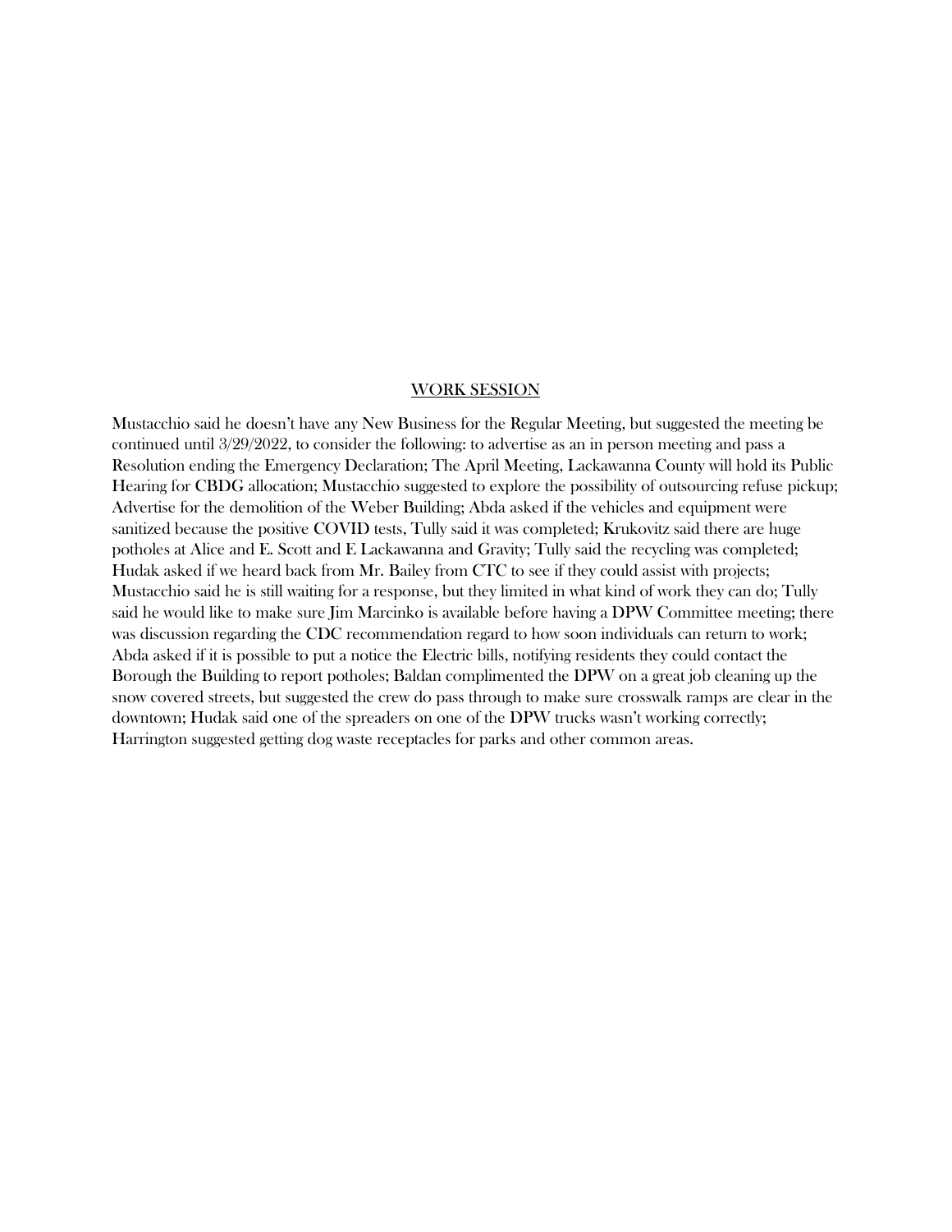## WORK SESSION

Mustacchio said he doesn't have any New Business for the Regular Meeting, but suggested the meeting be continued until 3/29/2022, to consider the following: to advertise as an in person meeting and pass a Resolution ending the Emergency Declaration; The April Meeting, Lackawanna County will hold its Public Hearing for CBDG allocation; Mustacchio suggested to explore the possibility of outsourcing refuse pickup; Advertise for the demolition of the Weber Building; Abda asked if the vehicles and equipment were sanitized because the positive COVID tests, Tully said it was completed; Krukovitz said there are huge potholes at Alice and E. Scott and E Lackawanna and Gravity; Tully said the recycling was completed; Hudak asked if we heard back from Mr. Bailey from CTC to see if they could assist with projects; Mustacchio said he is still waiting for a response, but they limited in what kind of work they can do; Tully said he would like to make sure Jim Marcinko is available before having a DPW Committee meeting; there was discussion regarding the CDC recommendation regard to how soon individuals can return to work; Abda asked if it is possible to put a notice the Electric bills, notifying residents they could contact the Borough the Building to report potholes; Baldan complimented the DPW on a great job cleaning up the snow covered streets, but suggested the crew do pass through to make sure crosswalk ramps are clear in the downtown; Hudak said one of the spreaders on one of the DPW trucks wasn't working correctly; Harrington suggested getting dog waste receptacles for parks and other common areas.